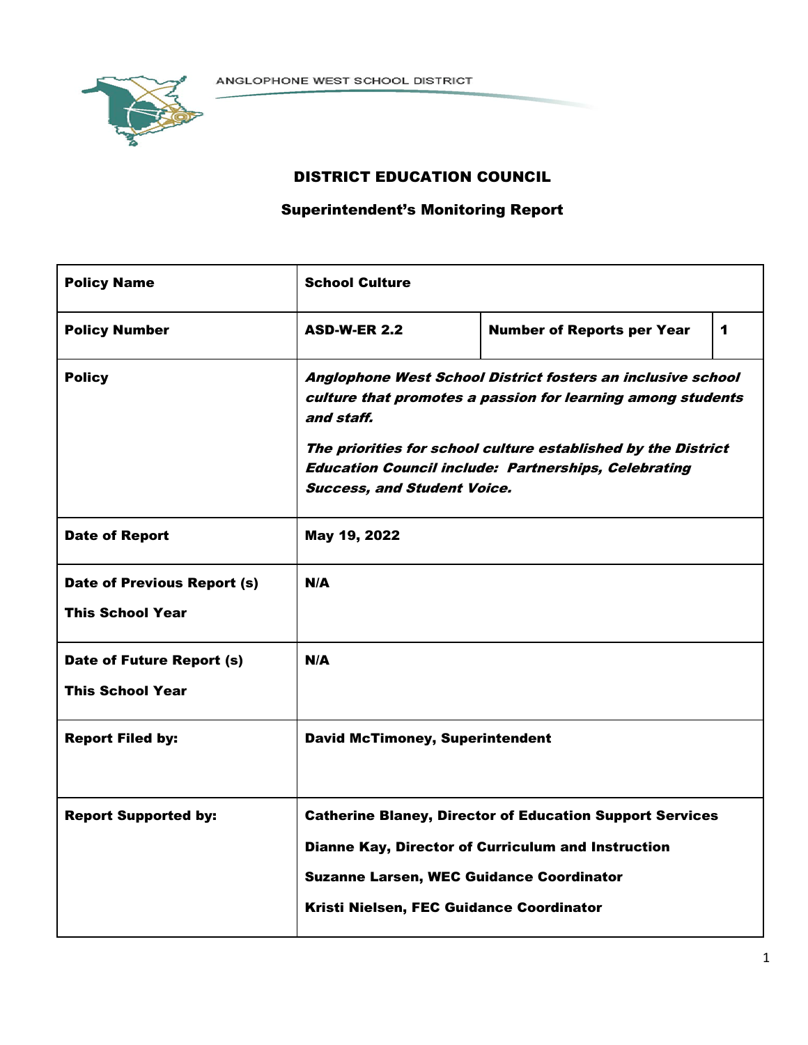ANGLOPHONE WEST SCHOOL DISTRICT

# DISTRICT EDUCATION COUNCIL

## Superintendent's Monitoring Report

| | | | |
|---|---|---|---|
| **Policy Name** | **School Culture** | | |
| **Policy Number** | **ASD-W-ER 2.2** | **Number of Reports per Year** | **1** |
| **Policy** | ***Anglophone West School District fosters an inclusive school culture that promotes a passion for learning among students and staff.*** <br><br> ***The priorities for school culture established by the District Education Council include: Partnerships, Celebrating Success, and Student Voice.*** | | |
| **Date of Report** | **May 19, 2022** | | |
| **Date of Previous Report (s) This School Year** | **N/A** | | |
| **Date of Future Report (s) This School Year** | **N/A** | | |
| **Report Filed by:** | **David McTimoney, Superintendent** | | |
| **Report Supported by:** | **Catherine Blaney, Director of Education Support Services** <br> **Dianne Kay, Director of Curriculum and Instruction** <br> **Suzanne Larsen, WEC Guidance Coordinator** <br> **Kristi Nielsen, FEC Guidance Coordinator** | | |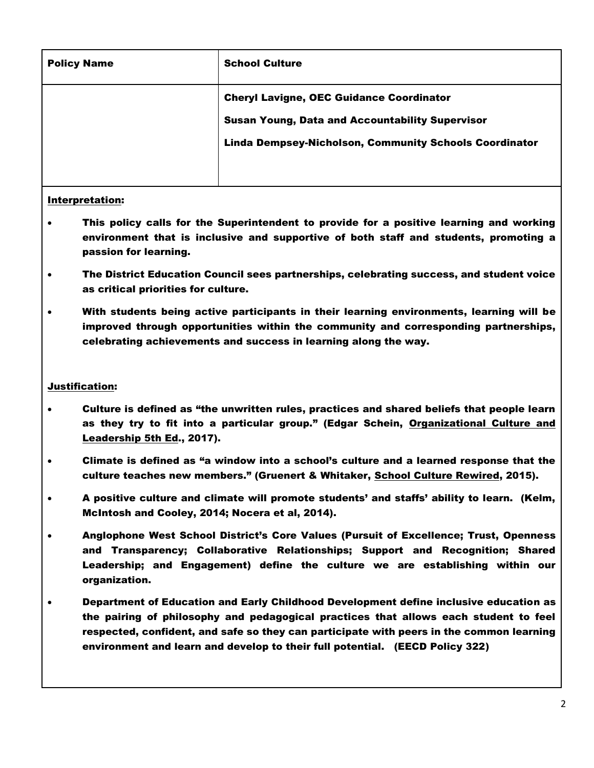| Policy Name | School Culture |
|---|---|
| | Cheryl Lavigne, OEC Guidance Coordinator<br>Susan Young, Data and Accountability Supervisor<br>Linda Dempsey-Nicholson, Community Schools Coordinator |

**Interpretation:**

- This policy calls for the Superintendent to provide for a positive learning and working environment that is inclusive and supportive of both staff and students, promoting a passion for learning.
- The District Education Council sees partnerships, celebrating success, and student voice as critical priorities for culture.
- With students being active participants in their learning environments, learning will be improved through opportunities within the community and corresponding partnerships, celebrating achievements and success in learning along the way.

**Justification:**

- Culture is defined as "the unwritten rules, practices and shared beliefs that people learn as they try to fit into a particular group." (Edgar Schein, Organizational Culture and Leadership 5th Ed., 2017).
- Climate is defined as "a window into a school's culture and a learned response that the culture teaches new members." (Gruenert & Whitaker, School Culture Rewired, 2015).
- A positive culture and climate will promote students' and staffs' ability to learn. (Kelm, McIntosh and Cooley, 2014; Nocera et al, 2014).
- Anglophone West School District's Core Values (Pursuit of Excellence; Trust, Openness and Transparency; Collaborative Relationships; Support and Recognition; Shared Leadership; and Engagement) define the culture we are establishing within our organization.
- Department of Education and Early Childhood Development define inclusive education as the pairing of philosophy and pedagogical practices that allows each student to feel respected, confident, and safe so they can participate with peers in the common learning environment and learn and develop to their full potential. (EECD Policy 322)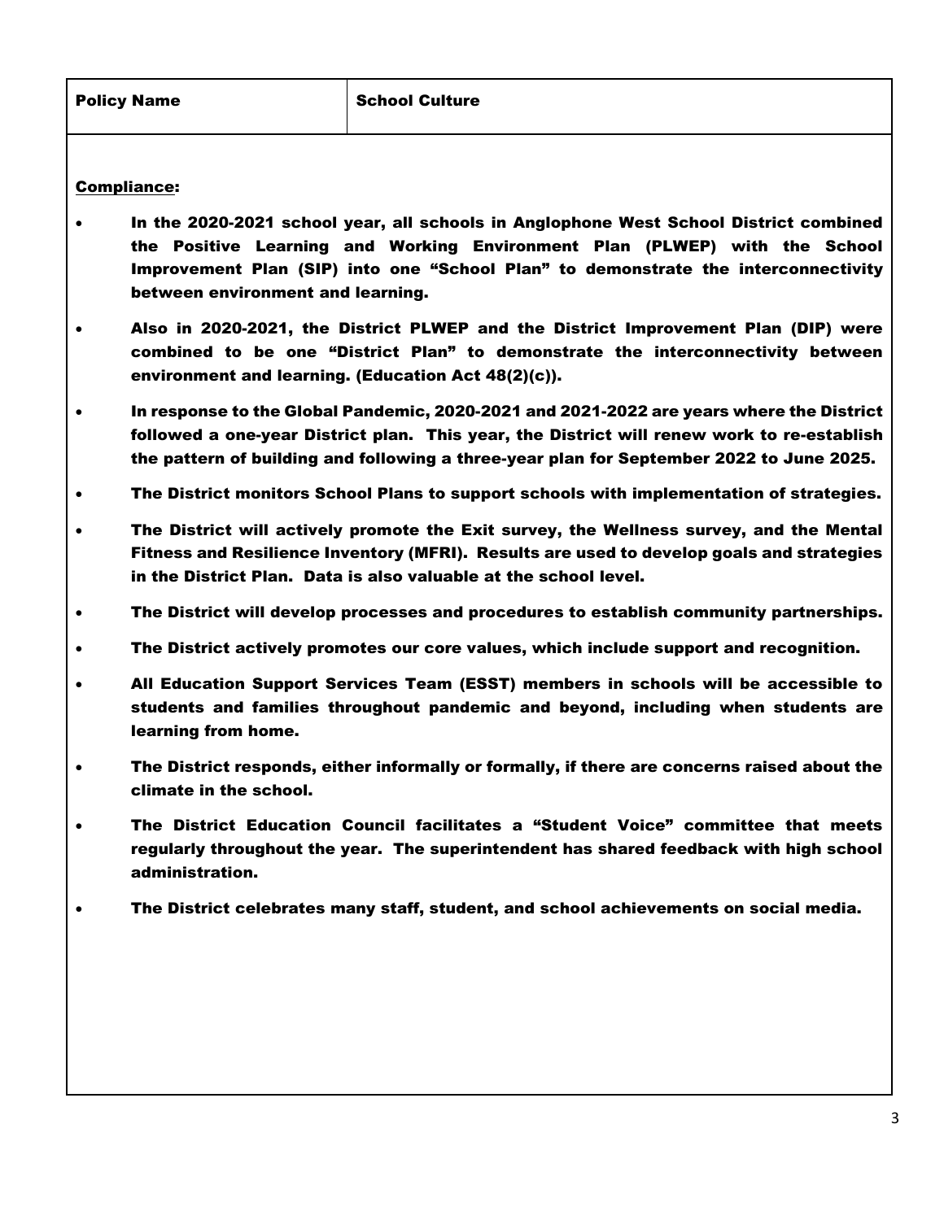| Policy Name | School Culture |
| --- | --- |

**Compliance:**

- **In the 2020-2021 school year, all schools in Anglophone West School District combined the Positive Learning and Working Environment Plan (PLWEP) with the School Improvement Plan (SIP) into one "School Plan" to demonstrate the interconnectivity between environment and learning.**
- **Also in 2020-2021, the District PLWEP and the District Improvement Plan (DIP) were combined to be one "District Plan" to demonstrate the interconnectivity between environment and learning. (Education Act 48(2)(c)).**
- **In response to the Global Pandemic, 2020-2021 and 2021-2022 are years where the District followed a one-year District plan. This year, the District will renew work to re-establish the pattern of building and following a three-year plan for September 2022 to June 2025.**
- **The District monitors School Plans to support schools with implementation of strategies.**
- **The District will actively promote the Exit survey, the Wellness survey, and the Mental Fitness and Resilience Inventory (MFRI). Results are used to develop goals and strategies in the District Plan. Data is also valuable at the school level.**
- **The District will develop processes and procedures to establish community partnerships.**
- **The District actively promotes our core values, which include support and recognition.**
- **All Education Support Services Team (ESST) members in schools will be accessible to students and families throughout pandemic and beyond, including when students are learning from home.**
- **The District responds, either informally or formally, if there are concerns raised about the climate in the school.**
- **The District Education Council facilitates a "Student Voice" committee that meets regularly throughout the year. The superintendent has shared feedback with high school administration.**
- **The District celebrates many staff, student, and school achievements on social media.**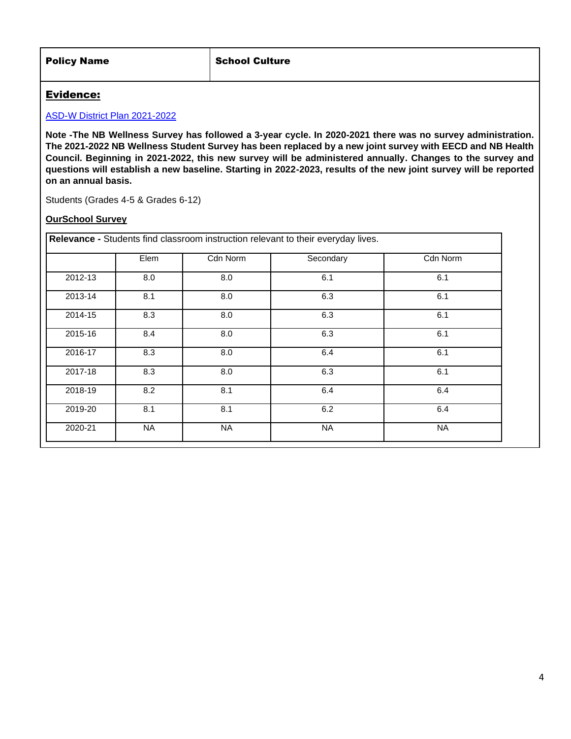| Policy Name | School Culture |
| --- | --- |

## **Evidence:**

[ASD-W District Plan 2021-2022]

**Note -The NB Wellness Survey has followed a 3-year cycle. In 2020-2021 there was no survey administration. The 2021-2022 NB Wellness Student Survey has been replaced by a new joint survey with EECD and NB Health Council. Beginning in 2021-2022, this new survey will be administered annually. Changes to the survey and questions will establish a new baseline. Starting in 2022-2023, results of the new joint survey will be reported on an annual basis.**

Students (Grades 4-5 & Grades 6-12)

**OurSchool Survey**

| **Relevance -** Students find classroom instruction relevant to their everyday lives. | | | | |
| --- | --- | --- | --- | --- |
| | Elem | Cdn Norm | Secondary | Cdn Norm |
| 2012-13 | 8.0 | 8.0 | 6.1 | 6.1 |
| 2013-14 | 8.1 | 8.0 | 6.3 | 6.1 |
| 2014-15 | 8.3 | 8.0 | 6.3 | 6.1 |
| 2015-16 | 8.4 | 8.0 | 6.3 | 6.1 |
| 2016-17 | 8.3 | 8.0 | 6.4 | 6.1 |
| 2017-18 | 8.3 | 8.0 | 6.3 | 6.1 |
| 2018-19 | 8.2 | 8.1 | 6.4 | 6.4 |
| 2019-20 | 8.1 | 8.1 | 6.2 | 6.4 |
| 2020-21 | NA | NA | NA | NA |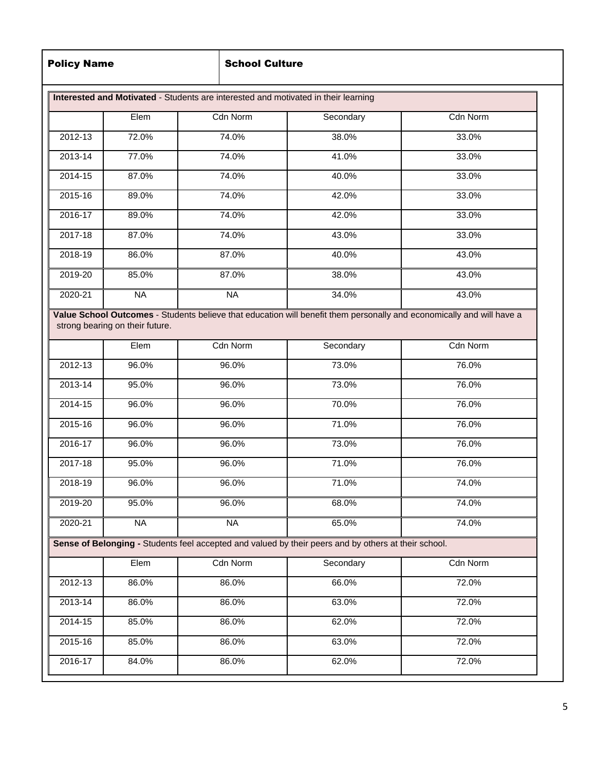| Policy Name | School Culture |
|---|---|

**Interested and Motivated** - Students are interested and motivated in their learning

| | Elem | Cdn Norm | Secondary | Cdn Norm |
|---|---|---|---|---|
| 2012-13 | 72.0% | 74.0% | 38.0% | 33.0% |
| 2013-14 | 77.0% | 74.0% | 41.0% | 33.0% |
| 2014-15 | 87.0% | 74.0% | 40.0% | 33.0% |
| 2015-16 | 89.0% | 74.0% | 42.0% | 33.0% |
| 2016-17 | 89.0% | 74.0% | 42.0% | 33.0% |
| 2017-18 | 87.0% | 74.0% | 43.0% | 33.0% |
| 2018-19 | 86.0% | 87.0% | 40.0% | 43.0% |
| 2019-20 | 85.0% | 87.0% | 38.0% | 43.0% |
| 2020-21 | NA | NA | 34.0% | 43.0% |

**Value School Outcomes** - Students believe that education will benefit them personally and economically and will have a strong bearing on their future.

| | Elem | Cdn Norm | Secondary | Cdn Norm |
|---|---|---|---|---|
| 2012-13 | 96.0% | 96.0% | 73.0% | 76.0% |
| 2013-14 | 95.0% | 96.0% | 73.0% | 76.0% |
| 2014-15 | 96.0% | 96.0% | 70.0% | 76.0% |
| 2015-16 | 96.0% | 96.0% | 71.0% | 76.0% |
| 2016-17 | 96.0% | 96.0% | 73.0% | 76.0% |
| 2017-18 | 95.0% | 96.0% | 71.0% | 76.0% |
| 2018-19 | 96.0% | 96.0% | 71.0% | 74.0% |
| 2019-20 | 95.0% | 96.0% | 68.0% | 74.0% |
| 2020-21 | NA | NA | 65.0% | 74.0% |

**Sense of Belonging -** Students feel accepted and valued by their peers and by others at their school.

| | Elem | Cdn Norm | Secondary | Cdn Norm |
|---|---|---|---|---|
| 2012-13 | 86.0% | 86.0% | 66.0% | 72.0% |
| 2013-14 | 86.0% | 86.0% | 63.0% | 72.0% |
| 2014-15 | 85.0% | 86.0% | 62.0% | 72.0% |
| 2015-16 | 85.0% | 86.0% | 63.0% | 72.0% |
| 2016-17 | 84.0% | 86.0% | 62.0% | 72.0% |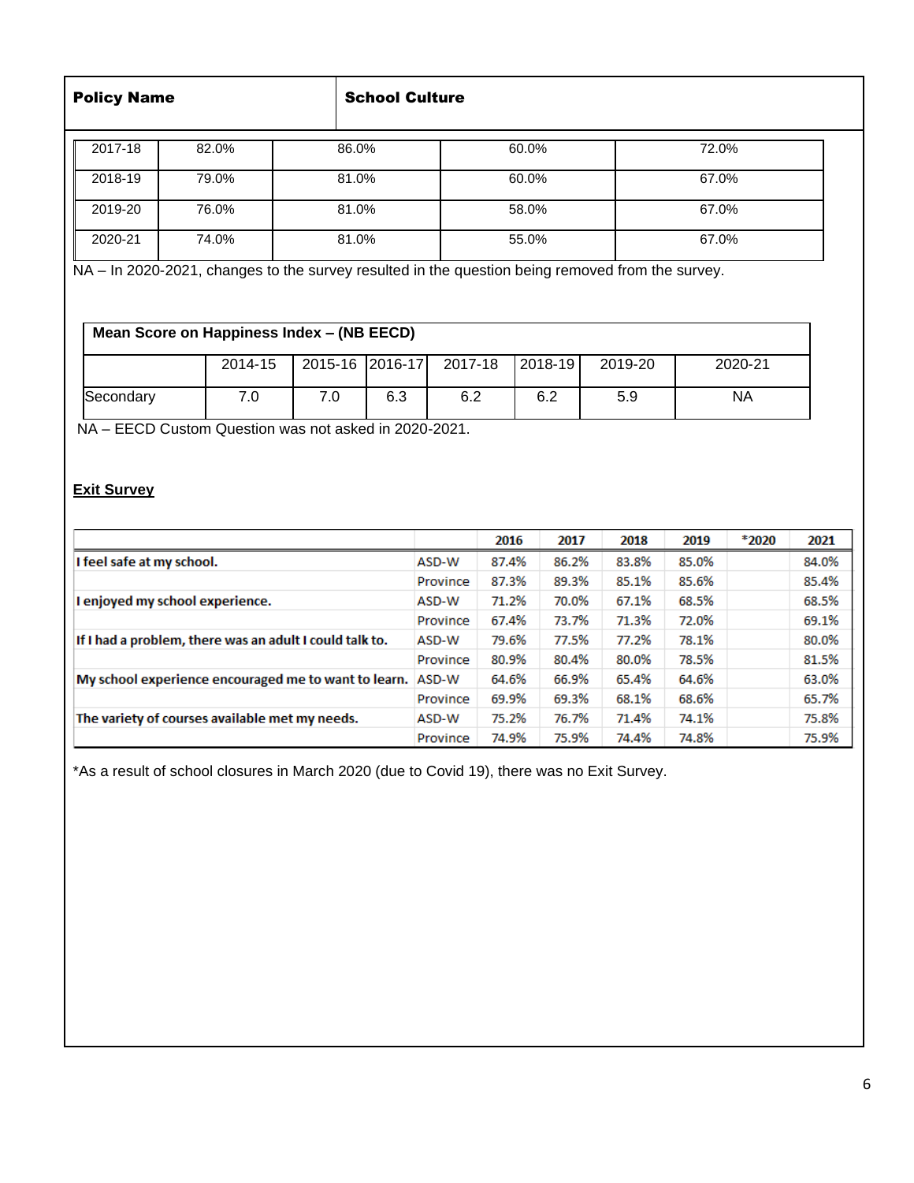| **Policy Name** | **School Culture** |
|---|---|

| 2017-18 | 82.0% | 86.0% | 60.0% | 72.0% |
|---|---|---|---|---|
| 2018-19 | 79.0% | 81.0% | 60.0% | 67.0% |
| 2019-20 | 76.0% | 81.0% | 58.0% | 67.0% |
| 2020-21 | 74.0% | 81.0% | 55.0% | 67.0% |

NA – In 2020-2021, changes to the survey resulted in the question being removed from the survey.

| **Mean Score on Happiness Index – (NB EECD)** | | | | | | | |
|---|---|---|---|---|---|---|---|
| | 2014-15 | 2015-16 | 2016-17 | 2017-18 | 2018-19 | 2019-20 | 2020-21 |
| Secondary | 7.0 | 7.0 | 6.3 | 6.2 | 6.2 | 5.9 | NA |

NA – EECD Custom Question was not asked in 2020-2021.

**Exit Survey**

| | | 2016 | 2017 | 2018 | 2019 | *2020 | 2021 |
|---|---|---|---|---|---|---|---|
| **I feel safe at my school.** | ASD-W | 87.4% | 86.2% | 83.8% | 85.0% | | 84.0% |
| | Province | 87.3% | 89.3% | 85.1% | 85.6% | | 85.4% |
| **I enjoyed my school experience.** | ASD-W | 71.2% | 70.0% | 67.1% | 68.5% | | 68.5% |
| | Province | 67.4% | 73.7% | 71.3% | 72.0% | | 69.1% |
| **If I had a problem, there was an adult I could talk to.** | ASD-W | 79.6% | 77.5% | 77.2% | 78.1% | | 80.0% |
| | Province | 80.9% | 80.4% | 80.0% | 78.5% | | 81.5% |
| **My school experience encouraged me to want to learn.** | ASD-W | 64.6% | 66.9% | 65.4% | 64.6% | | 63.0% |
| | Province | 69.9% | 69.3% | 68.1% | 68.6% | | 65.7% |
| **The variety of courses available met my needs.** | ASD-W | 75.2% | 76.7% | 71.4% | 74.1% | | 75.8% |
| | Province | 74.9% | 75.9% | 74.4% | 74.8% | | 75.9% |

*As a result of school closures in March 2020 (due to Covid 19), there was no Exit Survey.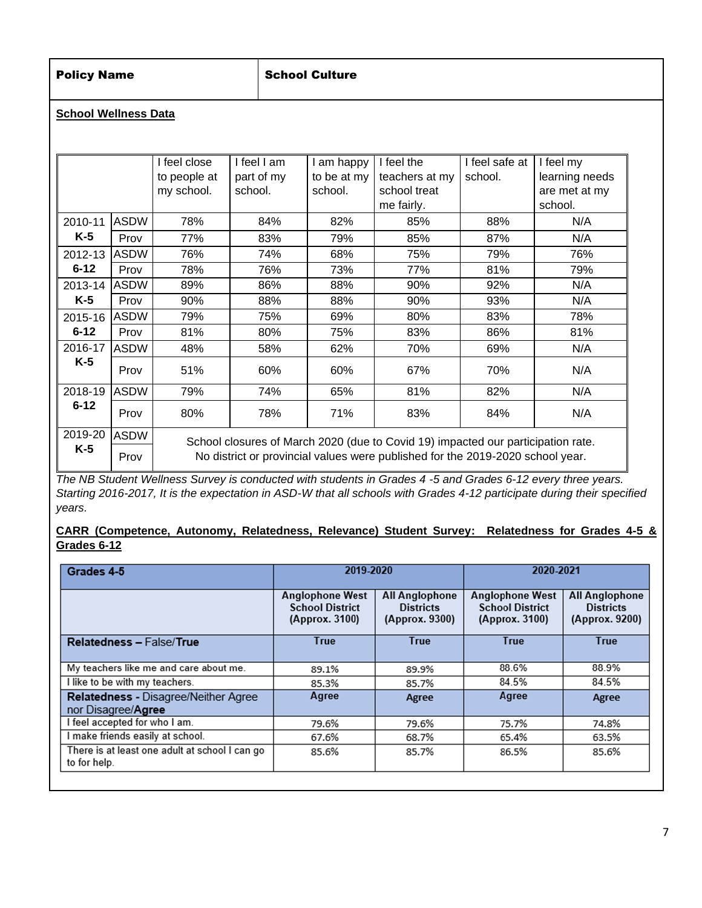| **Policy Name** | **School Culture** |
|---|---|

**School Wellness Data**

| | | I feel close to people at my school. | I feel I am part of my school. | I am happy to be at my school. | I feel the teachers at my school treat me fairly. | I feel safe at school. | I feel my learning needs are met at my school. |
|---|---|---|---|---|---|---|---|
| 2010-11 K-5 | ASDW | 78% | 84% | 82% | 85% | 88% | N/A |
| | Prov | 77% | 83% | 79% | 85% | 87% | N/A |
| 2012-13 6-12 | ASDW | 76% | 74% | 68% | 75% | 79% | 76% |
| | Prov | 78% | 76% | 73% | 77% | 81% | 79% |
| 2013-14 K-5 | ASDW | 89% | 86% | 88% | 90% | 92% | N/A |
| | Prov | 90% | 88% | 88% | 90% | 93% | N/A |
| 2015-16 6-12 | ASDW | 79% | 75% | 69% | 80% | 83% | 78% |
| | Prov | 81% | 80% | 75% | 83% | 86% | 81% |
| 2016-17 K-5 | ASDW | 48% | 58% | 62% | 70% | 69% | N/A |
| | Prov | 51% | 60% | 60% | 67% | 70% | N/A |
| 2018-19 6-12 | ASDW | 79% | 74% | 65% | 81% | 82% | N/A |
| | Prov | 80% | 78% | 71% | 83% | 84% | N/A |
| 2019-20 K-5 | ASDW | School closures of March 2020 (due to Covid 19) impacted our participation rate. No district or provincial values were published for the 2019-2020 school year. | | | | | |
| | Prov | | | | | | |

*The NB Student Wellness Survey is conducted with students in Grades 4 -5 and Grades 6-12 every three years. Starting 2016-2017, It is the expectation in ASD-W that all schools with Grades 4-12 participate during their specified years.*

**CARR (Competence, Autonomy, Relatedness, Relevance) Student Survey: Relatedness for Grades 4-5 & Grades 6-12**

| **Grades 4-5** | **2019-2020** | | **2020-2021** | |
|---|---|---|---|---|
| | **Anglophone West School District (Approx. 3100)** | **All Anglophone Districts (Approx. 9300)** | **Anglophone West School District (Approx. 3100)** | **All Anglophone Districts (Approx. 9200)** |
| **Relatedness –** False/**True** | **True** | **True** | **True** | **True** |
| My teachers like me and care about me. | 89.1% | 89.9% | 88.6% | 88.9% |
| I like to be with my teachers. | 85.3% | 85.7% | 84.5% | 84.5% |
| **Relatedness -** Disagree/Neither Agree nor Disagree/**Agree** | **Agree** | **Agree** | **Agree** | **Agree** |
| I feel accepted for who I am. | 79.6% | 79.6% | 75.7% | 74.8% |
| I make friends easily at school. | 67.6% | 68.7% | 65.4% | 63.5% |
| There is at least one adult at school I can go to for help. | 85.6% | 85.7% | 86.5% | 85.6% |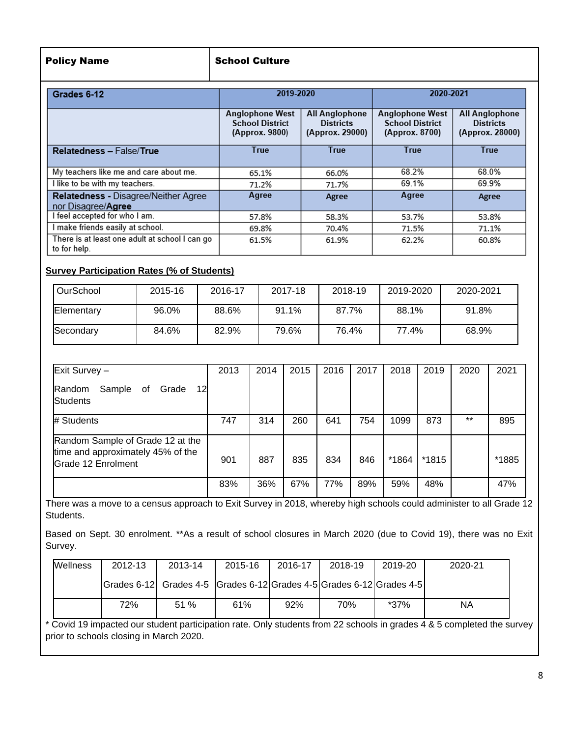| **Policy Name** | **School Culture** |
|---|---|

| **Grades 6-12** | **2019-2020** | | **2020-2021** | |
|---|---|---|---|---|
| | **Anglophone West School District (Approx. 9800)** | **All Anglophone Districts (Approx. 29000)** | **Anglophone West School District (Approx. 8700)** | **All Anglophone Districts (Approx. 28000)** |
| **Relatedness –** False/**True** | **True** | **True** | **True** | **True** |
| My teachers like me and care about me. | 65.1% | 66.0% | 68.2% | 68.0% |
| I like to be with my teachers. | 71.2% | 71.7% | 69.1% | 69.9% |
| **Relatedness -** Disagree/Neither Agree nor Disagree/**Agree** | **Agree** | **Agree** | **Agree** | **Agree** |
| I feel accepted for who I am. | 57.8% | 58.3% | 53.7% | 53.8% |
| I make friends easily at school. | 69.8% | 70.4% | 71.5% | 71.1% |
| There is at least one adult at school I can go to for help. | 61.5% | 61.9% | 62.2% | 60.8% |

**Survey Participation Rates (% of Students)**

| OurSchool | 2015-16 | 2016-17 | 2017-18 | 2018-19 | 2019-2020 | 2020-2021 |
|---|---|---|---|---|---|---|
| Elementary | 96.0% | 88.6% | 91.1% | 87.7% | 88.1% | 91.8% |
| Secondary | 84.6% | 82.9% | 79.6% | 76.4% | 77.4% | 68.9% |

| Exit Survey – Random Sample of Grade 12 Students | 2013 | 2014 | 2015 | 2016 | 2017 | 2018 | 2019 | 2020 | 2021 |
|---|---|---|---|---|---|---|---|---|---|
| # Students | 747 | 314 | 260 | 641 | 754 | 1099 | 873 | ** | 895 |
| Random Sample of Grade 12 at the time and approximately 45% of the Grade 12 Enrolment | 901 | 887 | 835 | 834 | 846 | *1864 | *1815 | | *1885 |
| | 83% | 36% | 67% | 77% | 89% | 59% | 48% | | 47% |

There was a move to a census approach to Exit Survey in 2018, whereby high schools could administer to all Grade 12 Students.

Based on Sept. 30 enrolment. **As a result of school closures in March 2020 (due to Covid 19), there was no Exit Survey.

| Wellness | 2012-13 | 2013-14 | 2015-16 | 2016-17 | 2018-19 | 2019-20 | 2020-21 |
|---|---|---|---|---|---|---|---|
| | Grades 6-12 | Grades 4-5 | Grades 6-12 | Grades 4-5 | Grades 6-12 | Grades 4-5 | |
| | 72% | 51 % | 61% | 92% | 70% | *37% | NA |

* Covid 19 impacted our student participation rate. Only students from 22 schools in grades 4 & 5 completed the survey prior to schools closing in March 2020.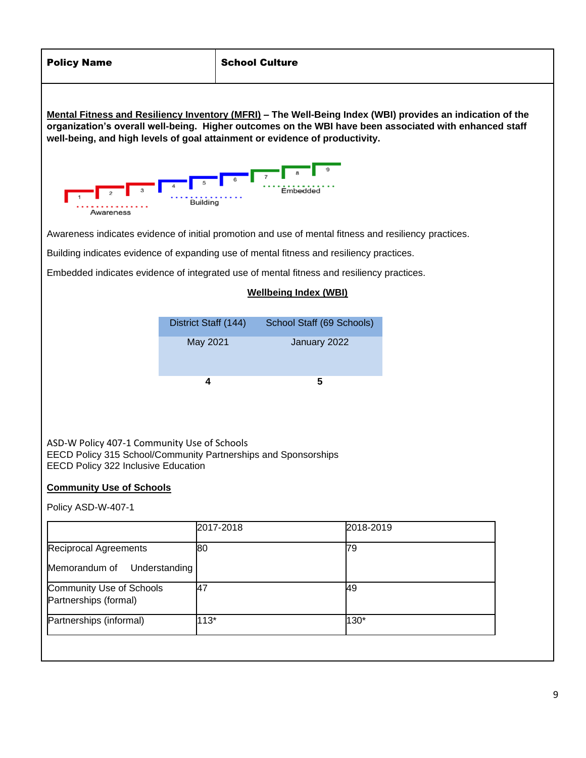| **Policy Name** | **School Culture** |
|---|---|

**Mental Fitness and Resiliency Inventory (MFRI) – The Well-Being Index (WBI) provides an indication of the organization's overall well-being. Higher outcomes on the WBI have been associated with enhanced staff well-being, and high levels of goal attainment or evidence of productivity.**

1 2 3 Awareness — 4 5 6 Building — 7 8 9 Embedded

Awareness indicates evidence of initial promotion and use of mental fitness and resiliency practices.

Building indicates evidence of expanding use of mental fitness and resiliency practices.

Embedded indicates evidence of integrated use of mental fitness and resiliency practices.

**Wellbeing Index (WBI)**

| District Staff (144) | School Staff (69 Schools) |
|---|---|
| May 2021 | January 2022 |
| **4** | **5** |

ASD-W Policy 407-1 Community Use of Schools
EECD Policy 315 School/Community Partnerships and Sponsorships
EECD Policy 322 Inclusive Education

**Community Use of Schools**

Policy ASD-W-407-1

| | 2017-2018 | 2018-2019 |
|---|---|---|
| Reciprocal Agreements Memorandum of Understanding | 80 | 79 |
| Community Use of Schools Partnerships (formal) | 47 | 49 |
| Partnerships (informal) | 113* | 130* |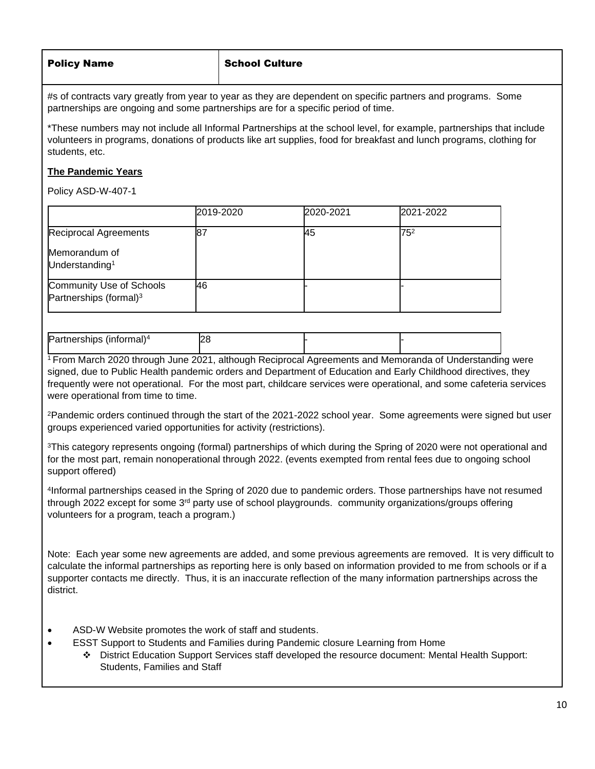| Policy Name | School Culture |
|---|---|

#s of contracts vary greatly from year to year as they are dependent on specific partners and programs. Some partnerships are ongoing and some partnerships are for a specific period of time.

*These numbers may not include all Informal Partnerships at the school level, for example, partnerships that include volunteers in programs, donations of products like art supplies, food for breakfast and lunch programs, clothing for students, etc.

**The Pandemic Years**

Policy ASD-W-407-1

| | 2019-2020 | 2020-2021 | 2021-2022 |
|---|---|---|---|
| Reciprocal Agreements<br>Memorandum of Understanding[1] | 87 | 45 | 75[2] |
| Community Use of Schools Partnerships (formal)[3] | 46 | - | - |
| Partnerships (informal)[4] | 28 | - | - |

[1] From March 2020 through June 2021, although Reciprocal Agreements and Memoranda of Understanding were signed, due to Public Health pandemic orders and Department of Education and Early Childhood directives, they frequently were not operational. For the most part, childcare services were operational, and some cafeteria services were operational from time to time.

[2] Pandemic orders continued through the start of the 2021-2022 school year. Some agreements were signed but user groups experienced varied opportunities for activity (restrictions).

[3] This category represents ongoing (formal) partnerships of which during the Spring of 2020 were not operational and for the most part, remain nonoperational through 2022. (events exempted from rental fees due to ongoing school support offered)

[4] Informal partnerships ceased in the Spring of 2020 due to pandemic orders. Those partnerships have not resumed through 2022 except for some 3rd party use of school playgrounds. community organizations/groups offering volunteers for a program, teach a program.)

Note: Each year some new agreements are added, and some previous agreements are removed. It is very difficult to calculate the informal partnerships as reporting here is only based on information provided to me from schools or if a supporter contacts me directly. Thus, it is an inaccurate reflection of the many information partnerships across the district.

- ASD-W Website promotes the work of staff and students.
- ESST Support to Students and Families during Pandemic closure Learning from Home
  - District Education Support Services staff developed the resource document: Mental Health Support: Students, Families and Staff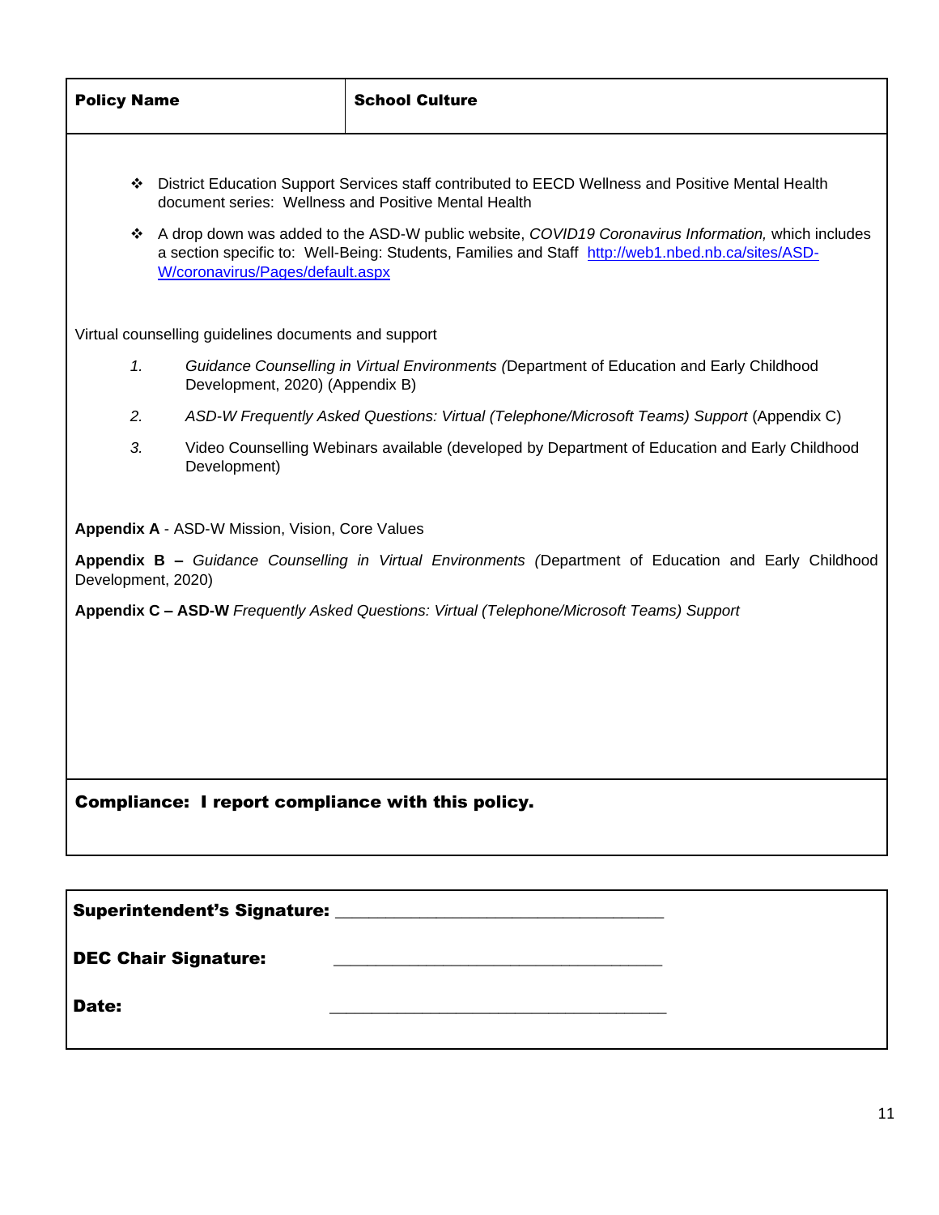| **Policy Name** | **School Culture** |
| --- | --- |

- District Education Support Services staff contributed to EECD Wellness and Positive Mental Health document series: Wellness and Positive Mental Health
- A drop down was added to the ASD-W public website, *COVID19 Coronavirus Information,* which includes a section specific to: Well-Being: Students, Families and Staff [http://web1.nbed.nb.ca/sites/ASD-W/coronavirus/Pages/default.aspx](http://web1.nbed.nb.ca/sites/ASD-W/coronavirus/Pages/default.aspx)

Virtual counselling guidelines documents and support

1. *Guidance Counselling in Virtual Environments (*Department of Education and Early Childhood Development, 2020) (Appendix B)
2. *ASD-W Frequently Asked Questions: Virtual (Telephone/Microsoft Teams) Support* (Appendix C)
3. Video Counselling Webinars available (developed by Department of Education and Early Childhood Development)

**Appendix A** - ASD-W Mission, Vision, Core Values

**Appendix B –** *Guidance Counselling in Virtual Environments (*Department of Education and Early Childhood Development, 2020)

**Appendix C – ASD-W** *Frequently Asked Questions: Virtual (Telephone/Microsoft Teams) Support*

**Compliance: I report compliance with this policy.**

**Superintendent's Signature:** ___________________________________

**DEC Chair Signature:** ___________________________________

**Date:** ___________________________________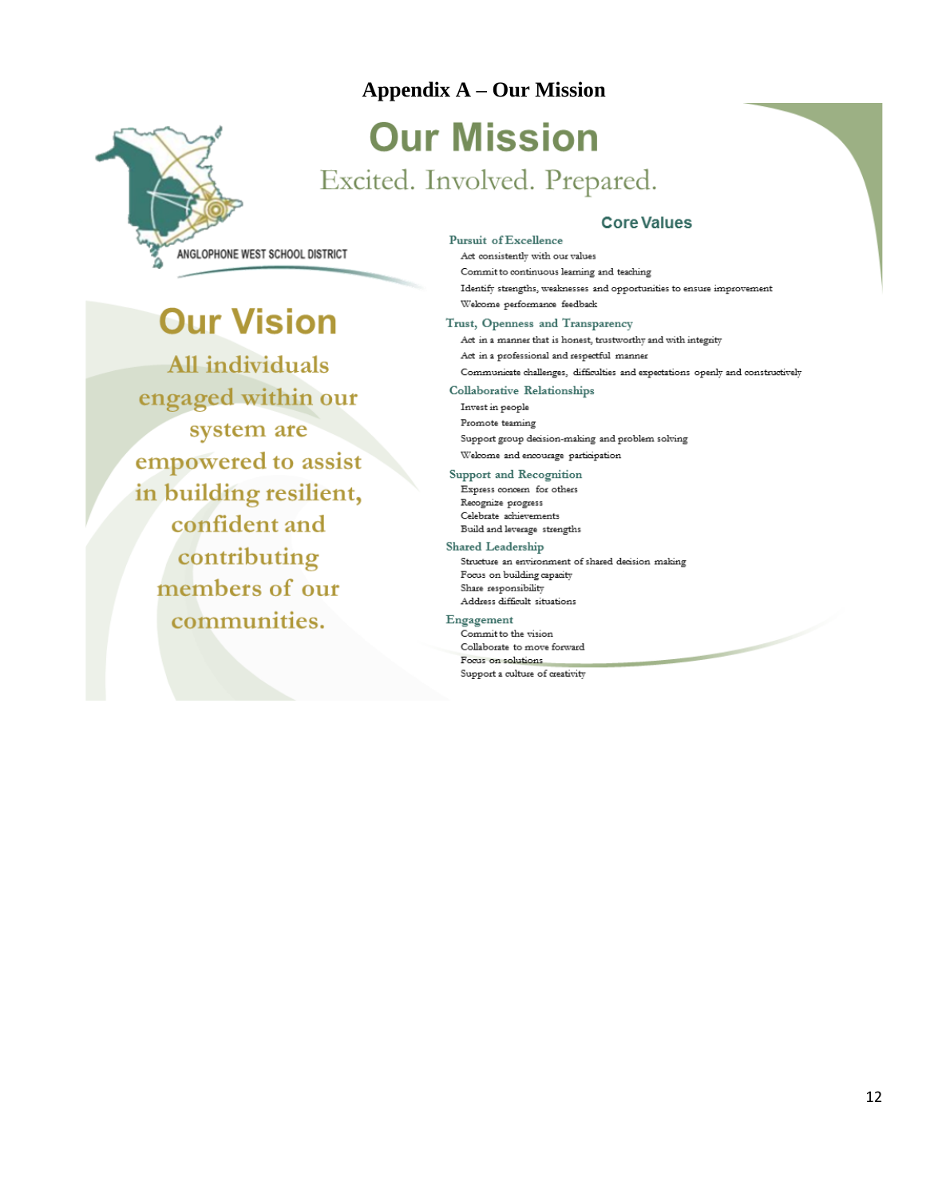# Appendix A – Our Mission

## Our Mission

Excited. Involved. Prepared.

ANGLOPHONE WEST SCHOOL DISTRICT

## Our Vision

All individuals engaged within our system are empowered to assist in building resilient, confident and contributing members of our communities.

### Core Values

**Pursuit of Excellence**

- Act consistently with our values
- Commit to continuous learning and teaching
- Identify strengths, weaknesses and opportunities to ensure improvement
- Welcome performance feedback

**Trust, Openness and Transparency**

- Act in a manner that is honest, trustworthy and with integrity
- Act in a professional and respectful manner
- Communicate challenges, difficulties and expectations openly and constructively

**Collaborative Relationships**

- Invest in people
- Promote teaming
- Support group decision-making and problem solving
- Welcome and encourage participation

**Support and Recognition**

- Express concern for others
- Recognize progress
- Celebrate achievements
- Build and leverage strengths

**Shared Leadership**

- Structure an environment of shared decision making
- Focus on building capacity
- Share responsibility
- Address difficult situations

**Engagement**

- Commit to the vision
- Collaborate to move forward
- Focus on solutions
- Support a culture of creativity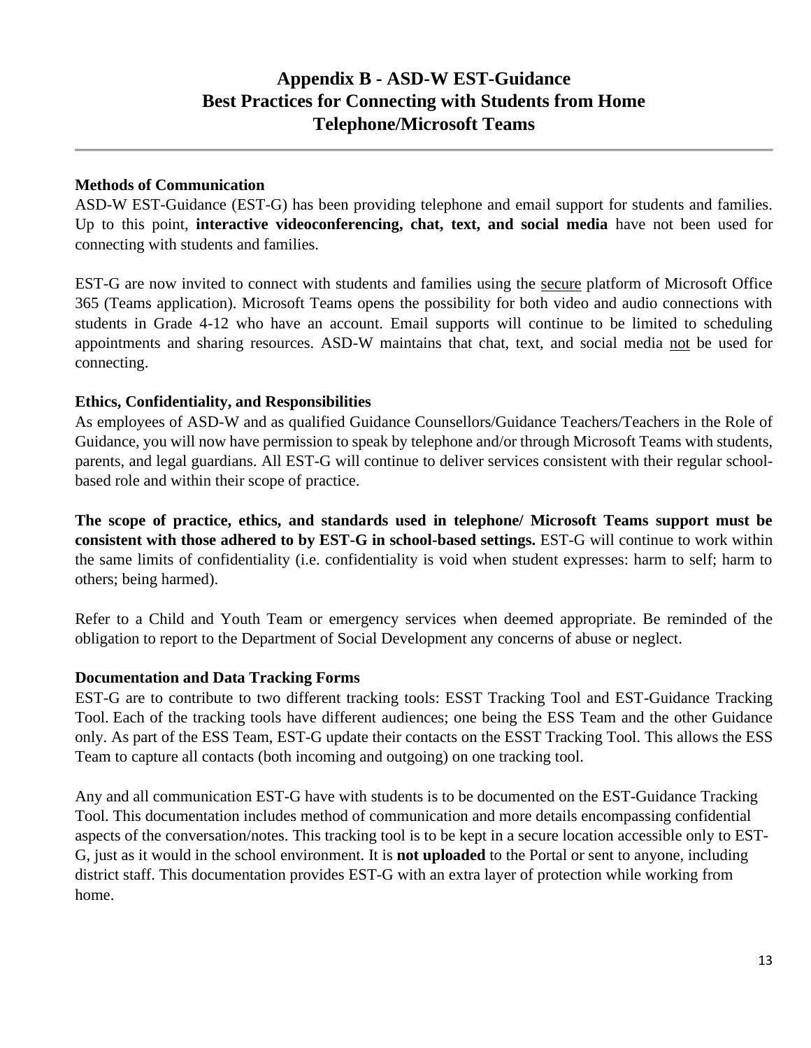# Appendix B - ASD-W EST-Guidance
# Best Practices for Connecting with Students from Home
# Telephone/Microsoft Teams

---

**Methods of Communication**

ASD-W EST-Guidance (EST-G) has been providing telephone and email support for students and families. Up to this point, **interactive videoconferencing, chat, text, and social media** have not been used for connecting with students and families.

EST-G are now invited to connect with students and families using the <u>secure</u> platform of Microsoft Office 365 (Teams application). Microsoft Teams opens the possibility for both video and audio connections with students in Grade 4-12 who have an account. Email supports will continue to be limited to scheduling appointments and sharing resources. ASD-W maintains that chat, text, and social media <u>not</u> be used for connecting.

**Ethics, Confidentiality, and Responsibilities**

As employees of ASD-W and as qualified Guidance Counsellors/Guidance Teachers/Teachers in the Role of Guidance, you will now have permission to speak by telephone and/or through Microsoft Teams with students, parents, and legal guardians. All EST-G will continue to deliver services consistent with their regular school-based role and within their scope of practice.

**The scope of practice, ethics, and standards used in telephone/ Microsoft Teams support must be consistent with those adhered to by EST-G in school-based settings.** EST-G will continue to work within the same limits of confidentiality (i.e. confidentiality is void when student expresses: harm to self; harm to others; being harmed).

Refer to a Child and Youth Team or emergency services when deemed appropriate. Be reminded of the obligation to report to the Department of Social Development any concerns of abuse or neglect.

**Documentation and Data Tracking Forms**

EST-G are to contribute to two different tracking tools: ESST Tracking Tool and EST-Guidance Tracking Tool. Each of the tracking tools have different audiences; one being the ESS Team and the other Guidance only. As part of the ESS Team, EST-G update their contacts on the ESST Tracking Tool. This allows the ESS Team to capture all contacts (both incoming and outgoing) on one tracking tool.

Any and all communication EST-G have with students is to be documented on the EST-Guidance Tracking Tool. This documentation includes method of communication and more details encompassing confidential aspects of the conversation/notes. This tracking tool is to be kept in a secure location accessible only to EST-G, just as it would in the school environment. It is **not uploaded** to the Portal or sent to anyone, including district staff. This documentation provides EST-G with an extra layer of protection while working from home.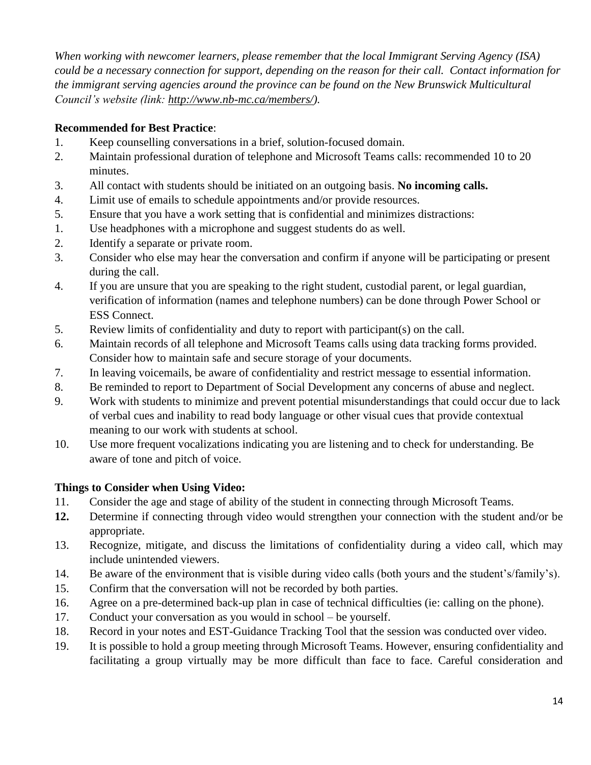*When working with newcomer learners, please remember that the local Immigrant Serving Agency (ISA) could be a necessary connection for support, depending on the reason for their call. Contact information for the immigrant serving agencies around the province can be found on the New Brunswick Multicultural Council's website (link: http://www.nb-mc.ca/members/).*

**Recommended for Best Practice**:

1. Keep counselling conversations in a brief, solution-focused domain.
2. Maintain professional duration of telephone and Microsoft Teams calls: recommended 10 to 20 minutes.
3. All contact with students should be initiated on an outgoing basis. **No incoming calls.**
4. Limit use of emails to schedule appointments and/or provide resources.
5. Ensure that you have a work setting that is confidential and minimizes distractions:

1. Use headphones with a microphone and suggest students do as well.
2. Identify a separate or private room.
3. Consider who else may hear the conversation and confirm if anyone will be participating or present during the call.
4. If you are unsure that you are speaking to the right student, custodial parent, or legal guardian, verification of information (names and telephone numbers) can be done through Power School or ESS Connect.
5. Review limits of confidentiality and duty to report with participant(s) on the call.
6. Maintain records of all telephone and Microsoft Teams calls using data tracking forms provided. Consider how to maintain safe and secure storage of your documents.
7. In leaving voicemails, be aware of confidentiality and restrict message to essential information.
8. Be reminded to report to Department of Social Development any concerns of abuse and neglect.
9. Work with students to minimize and prevent potential misunderstandings that could occur due to lack of verbal cues and inability to read body language or other visual cues that provide contextual meaning to our work with students at school.
10. Use more frequent vocalizations indicating you are listening and to check for understanding. Be aware of tone and pitch of voice.

**Things to Consider when Using Video:**

11. Consider the age and stage of ability of the student in connecting through Microsoft Teams.
12. Determine if connecting through video would strengthen your connection with the student and/or be appropriate.
13. Recognize, mitigate, and discuss the limitations of confidentiality during a video call, which may include unintended viewers.
14. Be aware of the environment that is visible during video calls (both yours and the student's/family's).
15. Confirm that the conversation will not be recorded by both parties.
16. Agree on a pre-determined back-up plan in case of technical difficulties (ie: calling on the phone).
17. Conduct your conversation as you would in school – be yourself.
18. Record in your notes and EST-Guidance Tracking Tool that the session was conducted over video.
19. It is possible to hold a group meeting through Microsoft Teams. However, ensuring confidentiality and facilitating a group virtually may be more difficult than face to face. Careful consideration and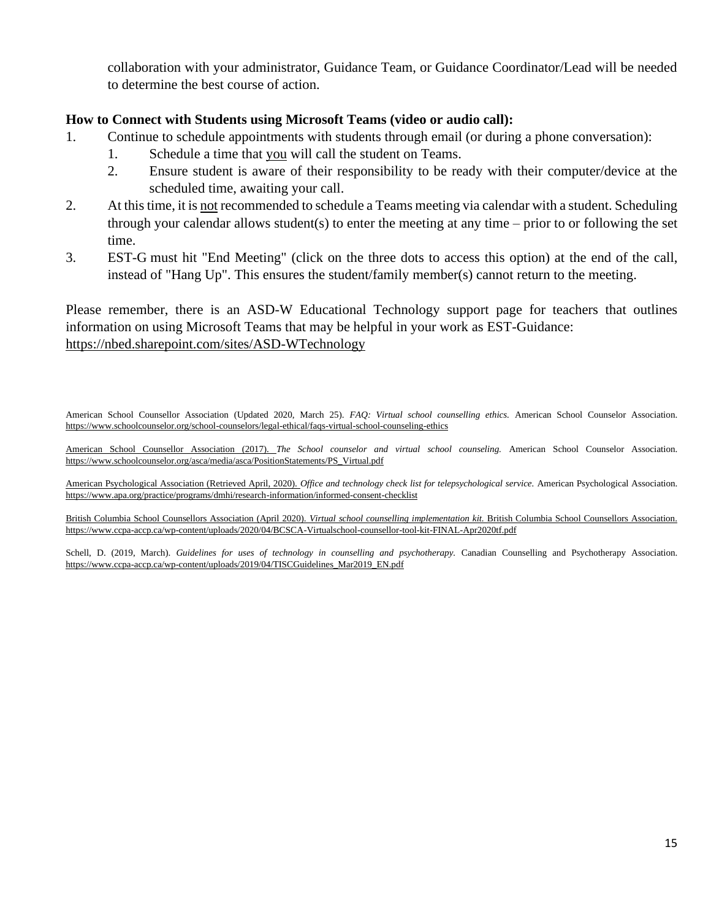collaboration with your administrator, Guidance Team, or Guidance Coordinator/Lead will be needed to determine the best course of action.

**How to Connect with Students using Microsoft Teams (video or audio call):**

1. Continue to schedule appointments with students through email (or during a phone conversation):
   1. Schedule a time that you will call the student on Teams.
   2. Ensure student is aware of their responsibility to be ready with their computer/device at the scheduled time, awaiting your call.
2. At this time, it is not recommended to schedule a Teams meeting via calendar with a student. Scheduling through your calendar allows student(s) to enter the meeting at any time – prior to or following the set time.
3. EST-G must hit "End Meeting" (click on the three dots to access this option) at the end of the call, instead of "Hang Up". This ensures the student/family member(s) cannot return to the meeting.

Please remember, there is an ASD-W Educational Technology support page for teachers that outlines information on using Microsoft Teams that may be helpful in your work as EST-Guidance: https://nbed.sharepoint.com/sites/ASD-WTechnology

American School Counsellor Association (Updated 2020, March 25). *FAQ: Virtual school counselling ethics.* American School Counselor Association. https://www.schoolcounselor.org/school-counselors/legal-ethical/faqs-virtual-school-counseling-ethics

American School Counsellor Association (2017). *The School counselor and virtual school counseling.* American School Counselor Association. https://www.schoolcounselor.org/asca/media/asca/PositionStatements/PS_Virtual.pdf

American Psychological Association (Retrieved April, 2020). *Office and technology check list for telepsychological service.* American Psychological Association. https://www.apa.org/practice/programs/dmhi/research-information/informed-consent-checklist

British Columbia School Counsellors Association (April 2020). *Virtual school counselling implementation kit.* British Columbia School Counsellors Association. https://www.ccpa-accp.ca/wp-content/uploads/2020/04/BCSCA-Virtualschool-counsellor-tool-kit-FINAL-Apr2020tf.pdf

Schell, D. (2019, March). *Guidelines for uses of technology in counselling and psychotherapy.* Canadian Counselling and Psychotherapy Association. https://www.ccpa-accp.ca/wp-content/uploads/2019/04/TISCGuidelines_Mar2019_EN.pdf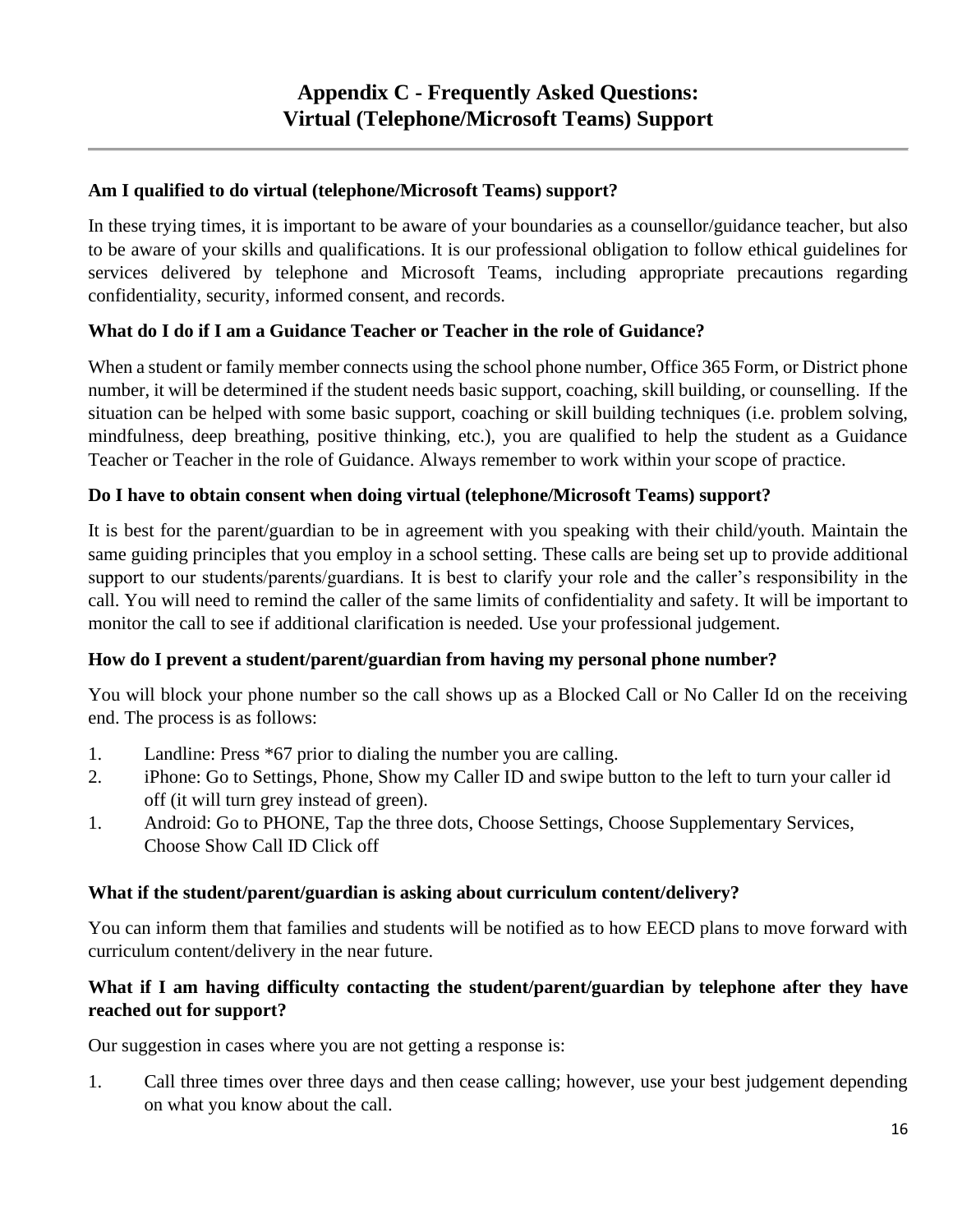# Appendix C - Frequently Asked Questions: Virtual (Telephone/Microsoft Teams) Support

**Am I qualified to do virtual (telephone/Microsoft Teams) support?**

In these trying times, it is important to be aware of your boundaries as a counsellor/guidance teacher, but also to be aware of your skills and qualifications. It is our professional obligation to follow ethical guidelines for services delivered by telephone and Microsoft Teams, including appropriate precautions regarding confidentiality, security, informed consent, and records.

**What do I do if I am a Guidance Teacher or Teacher in the role of Guidance?**

When a student or family member connects using the school phone number, Office 365 Form, or District phone number, it will be determined if the student needs basic support, coaching, skill building, or counselling. If the situation can be helped with some basic support, coaching or skill building techniques (i.e. problem solving, mindfulness, deep breathing, positive thinking, etc.), you are qualified to help the student as a Guidance Teacher or Teacher in the role of Guidance. Always remember to work within your scope of practice.

**Do I have to obtain consent when doing virtual (telephone/Microsoft Teams) support?**

It is best for the parent/guardian to be in agreement with you speaking with their child/youth. Maintain the same guiding principles that you employ in a school setting. These calls are being set up to provide additional support to our students/parents/guardians. It is best to clarify your role and the caller's responsibility in the call. You will need to remind the caller of the same limits of confidentiality and safety. It will be important to monitor the call to see if additional clarification is needed. Use your professional judgement.

**How do I prevent a student/parent/guardian from having my personal phone number?**

You will block your phone number so the call shows up as a Blocked Call or No Caller Id on the receiving end. The process is as follows:

1. Landline: Press *67 prior to dialing the number you are calling.
2. iPhone: Go to Settings, Phone, Show my Caller ID and swipe button to the left to turn your caller id off (it will turn grey instead of green).
1. Android: Go to PHONE, Tap the three dots, Choose Settings, Choose Supplementary Services, Choose Show Call ID Click off

**What if the student/parent/guardian is asking about curriculum content/delivery?**

You can inform them that families and students will be notified as to how EECD plans to move forward with curriculum content/delivery in the near future.

**What if I am having difficulty contacting the student/parent/guardian by telephone after they have reached out for support?**

Our suggestion in cases where you are not getting a response is:

1. Call three times over three days and then cease calling; however, use your best judgement depending on what you know about the call.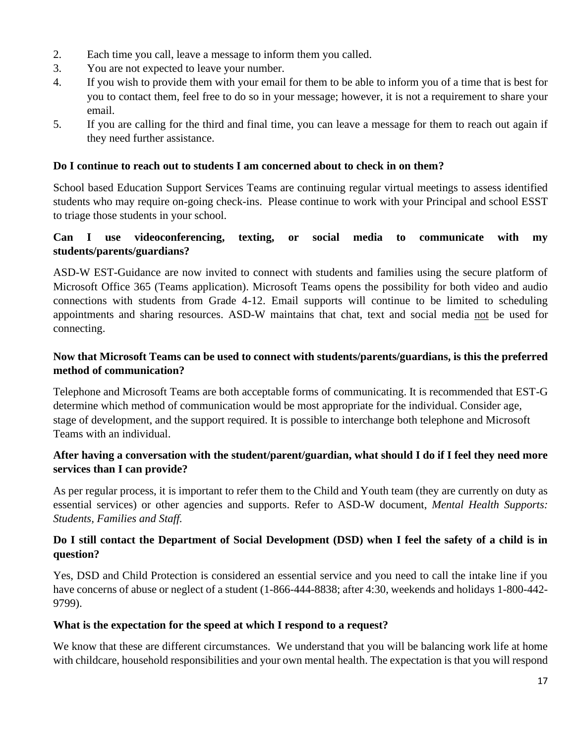2. Each time you call, leave a message to inform them you called.
3. You are not expected to leave your number.
4. If you wish to provide them with your email for them to be able to inform you of a time that is best for you to contact them, feel free to do so in your message; however, it is not a requirement to share your email.
5. If you are calling for the third and final time, you can leave a message for them to reach out again if they need further assistance.

**Do I continue to reach out to students I am concerned about to check in on them?**

School based Education Support Services Teams are continuing regular virtual meetings to assess identified students who may require on-going check-ins. Please continue to work with your Principal and school ESST to triage those students in your school.

**Can I use videoconferencing, texting, or social media to communicate with my students/parents/guardians?**

ASD-W EST-Guidance are now invited to connect with students and families using the secure platform of Microsoft Office 365 (Teams application). Microsoft Teams opens the possibility for both video and audio connections with students from Grade 4-12. Email supports will continue to be limited to scheduling appointments and sharing resources. ASD-W maintains that chat, text and social media <u>not</u> be used for connecting.

**Now that Microsoft Teams can be used to connect with students/parents/guardians, is this the preferred method of communication?**

Telephone and Microsoft Teams are both acceptable forms of communicating. It is recommended that EST-G determine which method of communication would be most appropriate for the individual. Consider age, stage of development, and the support required. It is possible to interchange both telephone and Microsoft Teams with an individual.

**After having a conversation with the student/parent/guardian, what should I do if I feel they need more services than I can provide?**

As per regular process, it is important to refer them to the Child and Youth team (they are currently on duty as essential services) or other agencies and supports. Refer to ASD-W document, *Mental Health Supports: Students, Families and Staff.*

**Do I still contact the Department of Social Development (DSD) when I feel the safety of a child is in question?**

Yes, DSD and Child Protection is considered an essential service and you need to call the intake line if you have concerns of abuse or neglect of a student (1-866-444-8838; after 4:30, weekends and holidays 1-800-442-9799).

**What is the expectation for the speed at which I respond to a request?**

We know that these are different circumstances. We understand that you will be balancing work life at home with childcare, household responsibilities and your own mental health. The expectation is that you will respond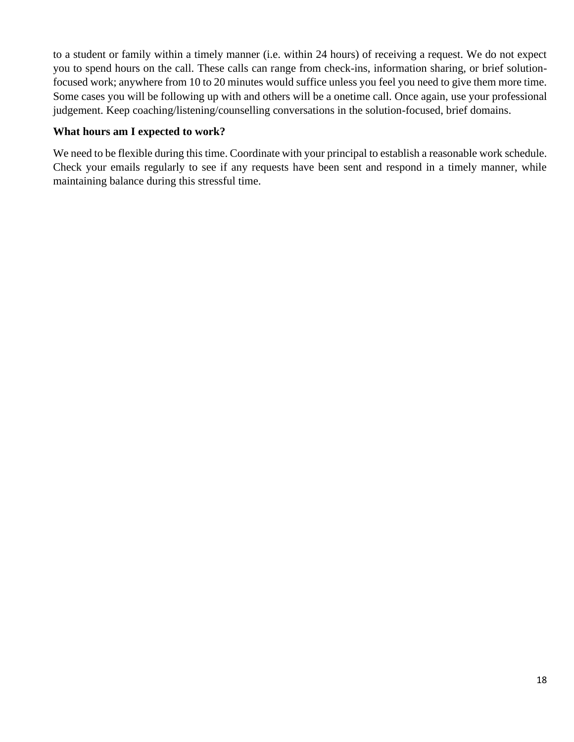to a student or family within a timely manner (i.e. within 24 hours) of receiving a request. We do not expect you to spend hours on the call. These calls can range from check-ins, information sharing, or brief solution-focused work; anywhere from 10 to 20 minutes would suffice unless you feel you need to give them more time. Some cases you will be following up with and others will be a onetime call. Once again, use your professional judgement. Keep coaching/listening/counselling conversations in the solution-focused, brief domains.

**What hours am I expected to work?**

We need to be flexible during this time. Coordinate with your principal to establish a reasonable work schedule. Check your emails regularly to see if any requests have been sent and respond in a timely manner, while maintaining balance during this stressful time.